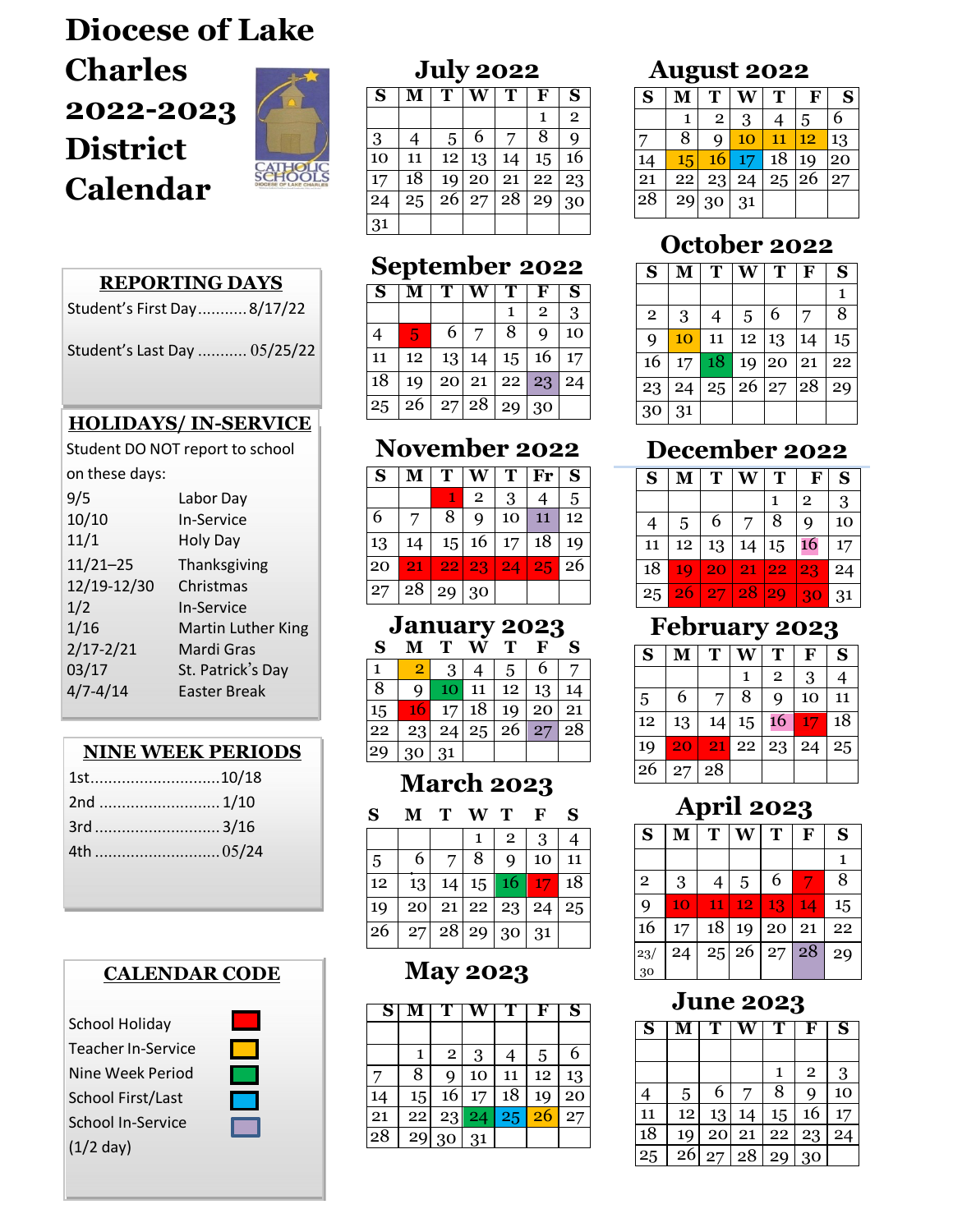# Diocese of Lake Charles 2022-2023 District Calendar

## REPORTING DAYS

Student's First Day...........8/17/22

Student's Last Day ........... 05/25/22

## HOLIDAYS/ IN-SERVICE

Student DO NOT report to school on these days:

| | |
|---|---|
| 9/5 | Labor Day |
| 10/10 | In-Service |
| 11/1 | Holy Day |
| 11/21–25 | Thanksgiving |
| 12/19-12/30 | Christmas |
| 1/2 | In-Service |
| 1/16 | Martin Luther King |
| 2/17-2/21 | Mardi Gras |
| 03/17 | St. Patrick's Day |
| 4/7-4/14 | Easter Break |

## NINE WEEK PERIODS

1st............................10/18

2nd ..........................1/10

3rd ...........................3/16

4th ...........................05/24

## CALENDAR CODE

- School Holiday (red)
- Teacher In-Service (yellow)
- Nine Week Period (green)
- School First/Last (blue)
- School In-Service (1/2 day) (purple)

## July 2022

| S | M | T | W | T | F | S |
|---|---|---|---|---|---|---|
| | | | | | 1 | 2 |
| 3 | 4 | 5 | 6 | 7 | 8 | 9 |
| 10 | 11 | 12 | 13 | 14 | 15 | 16 |
| 17 | 18 | 19 | 20 | 21 | 22 | 23 |
| 24 | 25 | 26 | 27 | 28 | 29 | 30 |
| 31 | | | | | | |

## August 2022

| S | M | T | W | T | F | S |
|---|---|---|---|---|---|---|
| | 1 | 2 | 3 | 4 | 5 | 6 |
| 7 | 8 | 9 | 10 | 11 | 12 | 13 |
| 14 | 15 | 16 | 17 | 18 | 19 | 20 |
| 21 | 22 | 23 | 24 | 25 | 26 | 27 |
| 28 | 29 | 30 | 31 | | | |

## September 2022

| S | M | T | W | T | F | S |
|---|---|---|---|---|---|---|
| | | | | 1 | 2 | 3 |
| 4 | 5 | 6 | 7 | 8 | 9 | 10 |
| 11 | 12 | 13 | 14 | 15 | 16 | 17 |
| 18 | 19 | 20 | 21 | 22 | 23 | 24 |
| 25 | 26 | 27 | 28 | 29 | 30 | |

## October 2022

| S | M | T | W | T | F | S |
|---|---|---|---|---|---|---|
| | | | | | | 1 |
| 2 | 3 | 4 | 5 | 6 | 7 | 8 |
| 9 | 10 | 11 | 12 | 13 | 14 | 15 |
| 16 | 17 | 18 | 19 | 20 | 21 | 22 |
| 23 | 24 | 25 | 26 | 27 | 28 | 29 |
| 30 | 31 | | | | | |

## November 2022

| S | M | T | W | T | Fr | S |
|---|---|---|---|---|---|---|
| | | 1 | 2 | 3 | 4 | 5 |
| 6 | 7 | 8 | 9 | 10 | 11 | 12 |
| 13 | 14 | 15 | 16 | 17 | 18 | 19 |
| 20 | 21 | 22 | 23 | 24 | 25 | 26 |
| 27 | 28 | 29 | 30 | | | |

## December 2022

| S | M | T | W | T | F | S |
|---|---|---|---|---|---|---|
| | | | | 1 | 2 | 3 |
| 4 | 5 | 6 | 7 | 8 | 9 | 10 |
| 11 | 12 | 13 | 14 | 15 | 16 | 17 |
| 18 | 19 | 20 | 21 | 22 | 23 | 24 |
| 25 | 26 | 27 | 28 | 29 | 30 | 31 |

## January 2023

| S | M | T | W | T | F | S |
|---|---|---|---|---|---|---|
| 1 | 2 | 3 | 4 | 5 | 6 | 7 |
| 8 | 9 | 10 | 11 | 12 | 13 | 14 |
| 15 | 16 | 17 | 18 | 19 | 20 | 21 |
| 22 | 23 | 24 | 25 | 26 | 27 | 28 |
| 29 | 30 | 31 | | | | |

## February 2023

| S | M | T | W | T | F | S |
|---|---|---|---|---|---|---|
| | | | 1 | 2 | 3 | 4 |
| 5 | 6 | 7 | 8 | 9 | 10 | 11 |
| 12 | 13 | 14 | 15 | 16 | 17 | 18 |
| 19 | 20 | 21 | 22 | 23 | 24 | 25 |
| 26 | 27 | 28 | | | | |

## March 2023

| S | M | T | W | T | F | S |
|---|---|---|---|---|---|---|
| | | | 1 | 2 | 3 | 4 |
| 5 | 6 | 7 | 8 | 9 | 10 | 11 |
| 12 | 13 | 14 | 15 | 16 | 17 | 18 |
| 19 | 20 | 21 | 22 | 23 | 24 | 25 |
| 26 | 27 | 28 | 29 | 30 | 31 | |

## April 2023

| S | M | T | W | T | F | S |
|---|---|---|---|---|---|---|
| | | | | | | 1 |
| 2 | 3 | 4 | 5 | 6 | 7 | 8 |
| 9 | 10 | 11 | 12 | 13 | 14 | 15 |
| 16 | 17 | 18 | 19 | 20 | 21 | 22 |
| 23/30 | 24 | 25 | 26 | 27 | 28 | 29 |

## May 2023

| S | M | T | W | T | F | S |
|---|---|---|---|---|---|---|
| | 1 | 2 | 3 | 4 | 5 | 6 |
| 7 | 8 | 9 | 10 | 11 | 12 | 13 |
| 14 | 15 | 16 | 17 | 18 | 19 | 20 |
| 21 | 22 | 23 | 24 | 25 | 26 | 27 |
| 28 | 29 | 30 | 31 | | | |

## June 2023

| S | M | T | W | T | F | S |
|---|---|---|---|---|---|---|
| | | | | 1 | 2 | 3 |
| 4 | 5 | 6 | 7 | 8 | 9 | 10 |
| 11 | 12 | 13 | 14 | 15 | 16 | 17 |
| 18 | 19 | 20 | 21 | 22 | 23 | 24 |
| 25 | 26 | 27 | 28 | 29 | 30 | |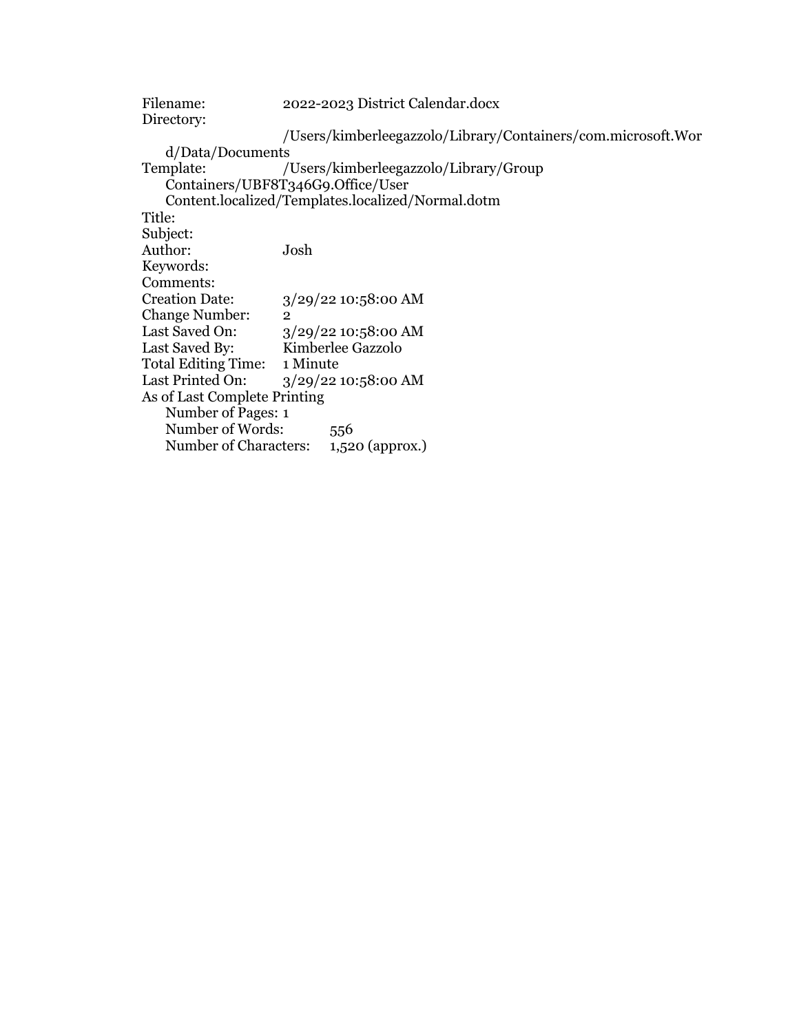Filename: 2022-2023 District Calendar.docx
Directory: /Users/kimberleegazzolo/Library/Containers/com.microsoft.Word/Data/Documents
Template: /Users/kimberleegazzolo/Library/Group Containers/UBF8T346G9.Office/User Content.localized/Templates.localized/Normal.dotm
Title:
Subject:
Author: Josh
Keywords:
Comments:
Creation Date: 3/29/22 10:58:00 AM
Change Number: 2
Last Saved On: 3/29/22 10:58:00 AM
Last Saved By: Kimberlee Gazzolo
Total Editing Time: 1 Minute
Last Printed On: 3/29/22 10:58:00 AM
As of Last Complete Printing
Number of Pages: 1
Number of Words: 556
Number of Characters: 1,520 (approx.)